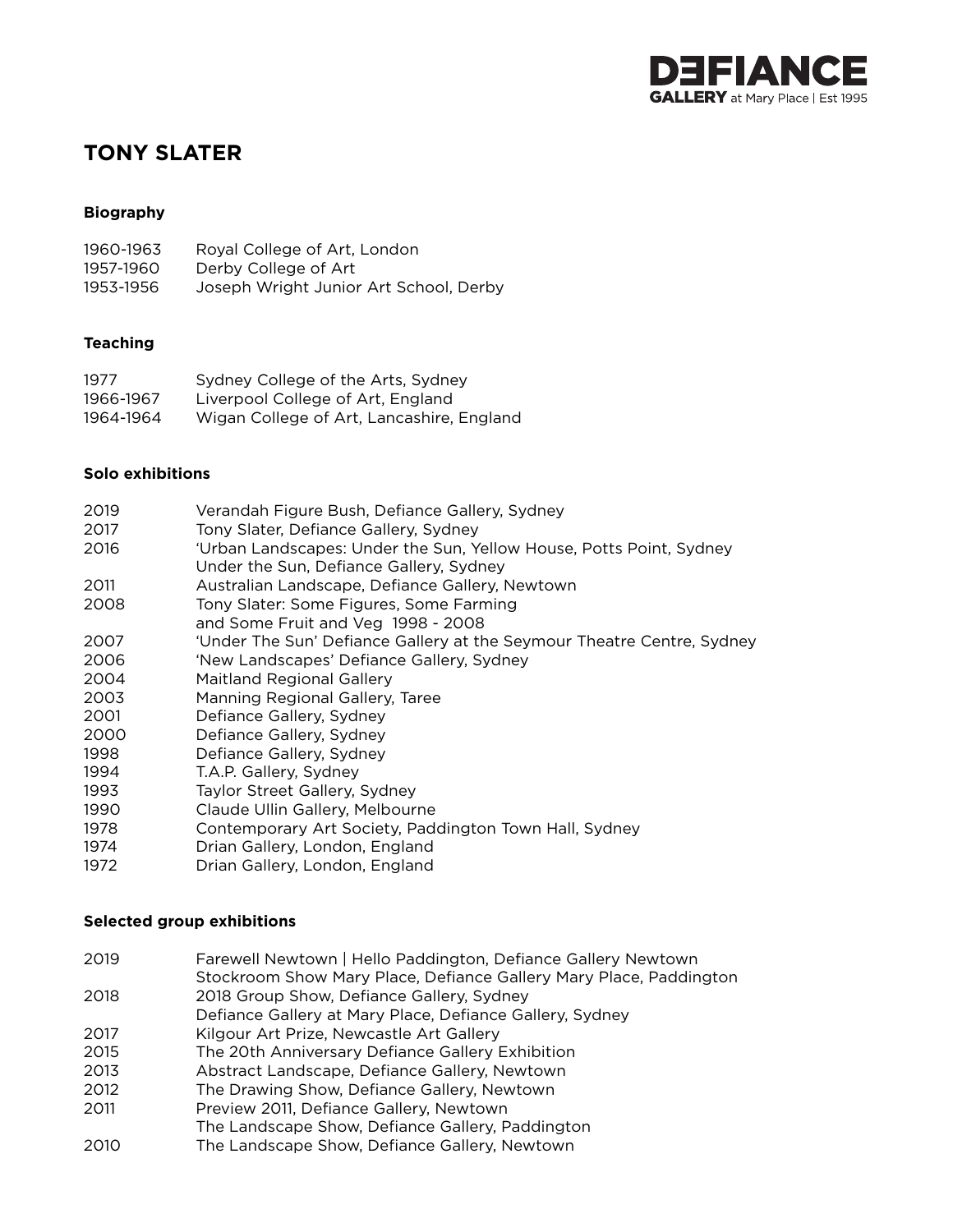DEFIANCE GALLERY at Mary Place | Est 1995

# TONY SLATER

## Biography

| | |
|---|---|
| 1960-1963 | Royal College of Art, London |
| 1957-1960 | Derby College of Art |
| 1953-1956 | Joseph Wright Junior Art School, Derby |

## Teaching

| | |
|---|---|
| 1977 | Sydney College of the Arts, Sydney |
| 1966-1967 | Liverpool College of Art, England |
| 1964-1964 | Wigan College of Art, Lancashire, England |

## Solo exhibitions

| | |
|---|---|
| 2019 | Verandah Figure Bush, Defiance Gallery, Sydney |
| 2017 | Tony Slater, Defiance Gallery, Sydney |
| 2016 | 'Urban Landscapes: Under the Sun, Yellow House, Potts Point, Sydney<br>Under the Sun, Defiance Gallery, Sydney |
| 2011 | Australian Landscape, Defiance Gallery, Newtown |
| 2008 | Tony Slater: Some Figures, Some Farming<br>and Some Fruit and Veg 1998 - 2008 |
| 2007 | 'Under The Sun' Defiance Gallery at the Seymour Theatre Centre, Sydney |
| 2006 | 'New Landscapes' Defiance Gallery, Sydney |
| 2004 | Maitland Regional Gallery |
| 2003 | Manning Regional Gallery, Taree |
| 2001 | Defiance Gallery, Sydney |
| 2000 | Defiance Gallery, Sydney |
| 1998 | Defiance Gallery, Sydney |
| 1994 | T.A.P. Gallery, Sydney |
| 1993 | Taylor Street Gallery, Sydney |
| 1990 | Claude Ullin Gallery, Melbourne |
| 1978 | Contemporary Art Society, Paddington Town Hall, Sydney |
| 1974 | Drian Gallery, London, England |
| 1972 | Drian Gallery, London, England |

## Selected group exhibitions

| | |
|---|---|
| 2019 | Farewell Newtown \| Hello Paddington, Defiance Gallery Newtown<br>Stockroom Show Mary Place, Defiance Gallery Mary Place, Paddington |
| 2018 | 2018 Group Show, Defiance Gallery, Sydney<br>Defiance Gallery at Mary Place, Defiance Gallery, Sydney |
| 2017 | Kilgour Art Prize, Newcastle Art Gallery |
| 2015 | The 20th Anniversary Defiance Gallery Exhibition |
| 2013 | Abstract Landscape, Defiance Gallery, Newtown |
| 2012 | The Drawing Show, Defiance Gallery, Newtown |
| 2011 | Preview 2011, Defiance Gallery, Newtown<br>The Landscape Show, Defiance Gallery, Paddington |
| 2010 | The Landscape Show, Defiance Gallery, Newtown |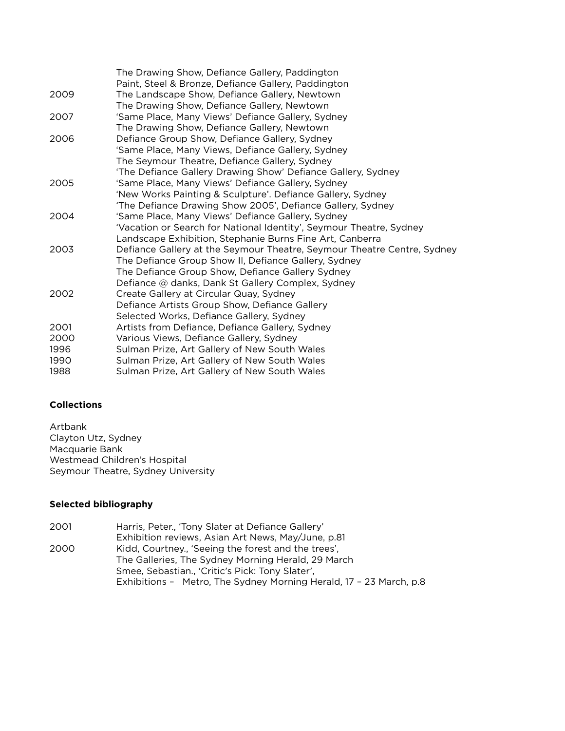| | |
|---|---|
| | The Drawing Show, Defiance Gallery, Paddington |
| | Paint, Steel & Bronze, Defiance Gallery, Paddington |
| 2009 | The Landscape Show, Defiance Gallery, Newtown |
| | The Drawing Show, Defiance Gallery, Newtown |
| 2007 | 'Same Place, Many Views' Defiance Gallery, Sydney |
| | The Drawing Show, Defiance Gallery, Newtown |
| 2006 | Defiance Group Show, Defiance Gallery, Sydney |
| | 'Same Place, Many Views, Defiance Gallery, Sydney |
| | The Seymour Theatre, Defiance Gallery, Sydney |
| | 'The Defiance Gallery Drawing Show' Defiance Gallery, Sydney |
| 2005 | 'Same Place, Many Views' Defiance Gallery, Sydney |
| | 'New Works Painting & Sculpture'. Defiance Gallery, Sydney |
| | 'The Defiance Drawing Show 2005', Defiance Gallery, Sydney |
| 2004 | 'Same Place, Many Views' Defiance Gallery, Sydney |
| | 'Vacation or Search for National Identity', Seymour Theatre, Sydney |
| | Landscape Exhibition, Stephanie Burns Fine Art, Canberra |
| 2003 | Defiance Gallery at the Seymour Theatre, Seymour Theatre Centre, Sydney |
| | The Defiance Group Show II, Defiance Gallery, Sydney |
| | The Defiance Group Show, Defiance Gallery Sydney |
| | Defiance @ danks, Dank St Gallery Complex, Sydney |
| 2002 | Create Gallery at Circular Quay, Sydney |
| | Defiance Artists Group Show, Defiance Gallery |
| | Selected Works, Defiance Gallery, Sydney |
| 2001 | Artists from Defiance, Defiance Gallery, Sydney |
| 2000 | Various Views, Defiance Gallery, Sydney |
| 1996 | Sulman Prize, Art Gallery of New South Wales |
| 1990 | Sulman Prize, Art Gallery of New South Wales |
| 1988 | Sulman Prize, Art Gallery of New South Wales |

**Collections**

Artbank
Clayton Utz, Sydney
Macquarie Bank
Westmead Children's Hospital
Seymour Theatre, Sydney University

**Selected bibliography**

| | |
|---|---|
| 2001 | Harris, Peter., 'Tony Slater at Defiance Gallery' |
| | Exhibition reviews, Asian Art News, May/June, p.81 |
| 2000 | Kidd, Courtney., 'Seeing the forest and the trees', |
| | The Galleries, The Sydney Morning Herald, 29 March |
| | Smee, Sebastian., 'Critic's Pick: Tony Slater', |
| | Exhibitions – Metro, The Sydney Morning Herald, 17 – 23 March, p.8 |